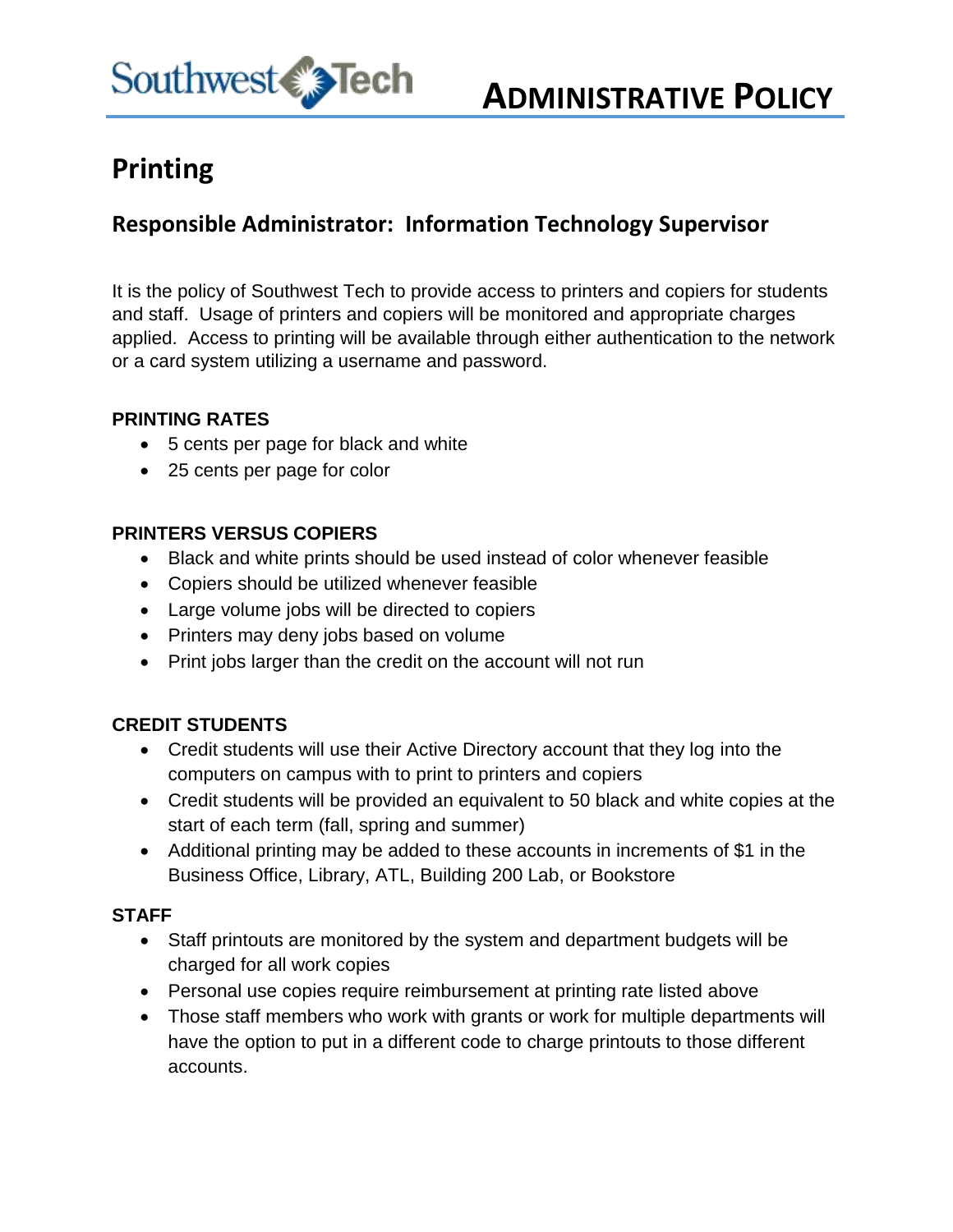# ADMINISTRATIVE POLICY

# Printing

## Responsible Administrator: Information Technology Supervisor

It is the policy of Southwest Tech to provide access to printers and copiers for students and staff. Usage of printers and copiers will be monitored and appropriate charges applied. Access to printing will be available through either authentication to the network or a card system utilizing a username and password.

### PRINTING RATES

- 5 cents per page for black and white
- 25 cents per page for color

### PRINTERS VERSUS COPIERS

- Black and white prints should be used instead of color whenever feasible
- Copiers should be utilized whenever feasible
- Large volume jobs will be directed to copiers
- Printers may deny jobs based on volume
- Print jobs larger than the credit on the account will not run

### CREDIT STUDENTS

- Credit students will use their Active Directory account that they log into the computers on campus with to print to printers and copiers
- Credit students will be provided an equivalent to 50 black and white copies at the start of each term (fall, spring and summer)
- Additional printing may be added to these accounts in increments of $1 in the Business Office, Library, ATL, Building 200 Lab, or Bookstore

### STAFF

- Staff printouts are monitored by the system and department budgets will be charged for all work copies
- Personal use copies require reimbursement at printing rate listed above
- Those staff members who work with grants or work for multiple departments will have the option to put in a different code to charge printouts to those different accounts.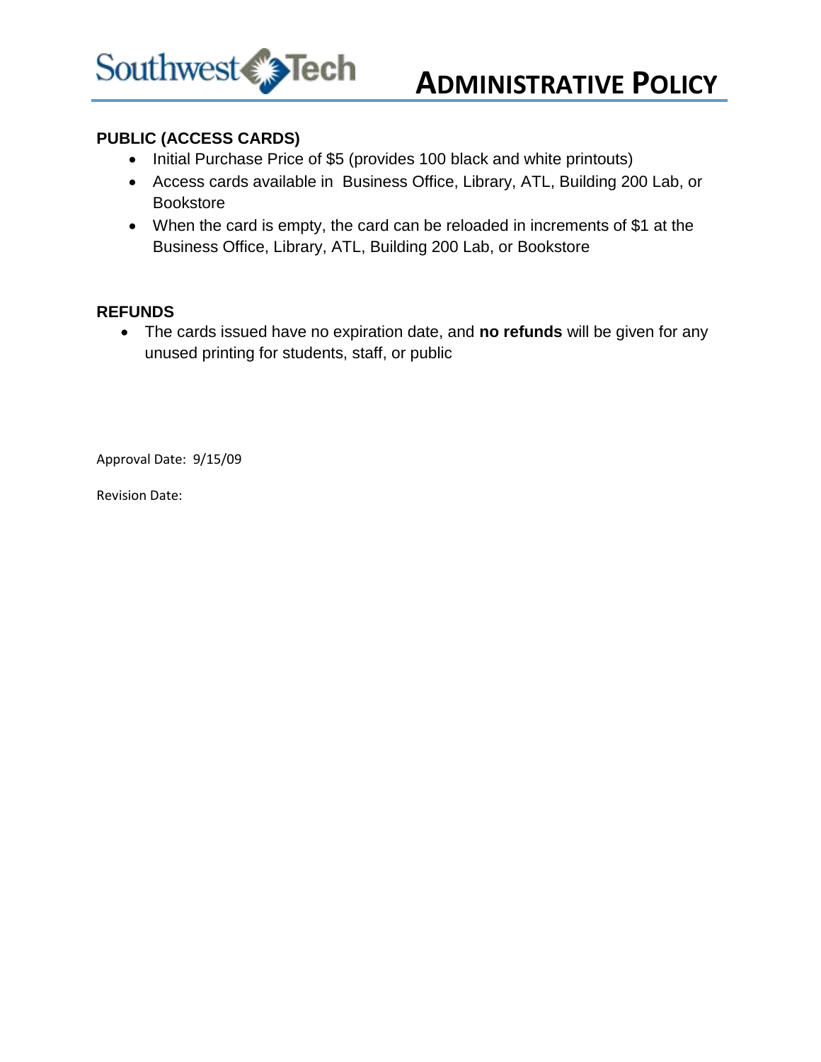**PUBLIC (ACCESS CARDS)**

- Initial Purchase Price of $5 (provides 100 black and white printouts)
- Access cards available in Business Office, Library, ATL, Building 200 Lab, or Bookstore
- When the card is empty, the card can be reloaded in increments of $1 at the Business Office, Library, ATL, Building 200 Lab, or Bookstore

**REFUNDS**

- The cards issued have no expiration date, and **no refunds** will be given for any unused printing for students, staff, or public

Approval Date: 9/15/09

Revision Date: